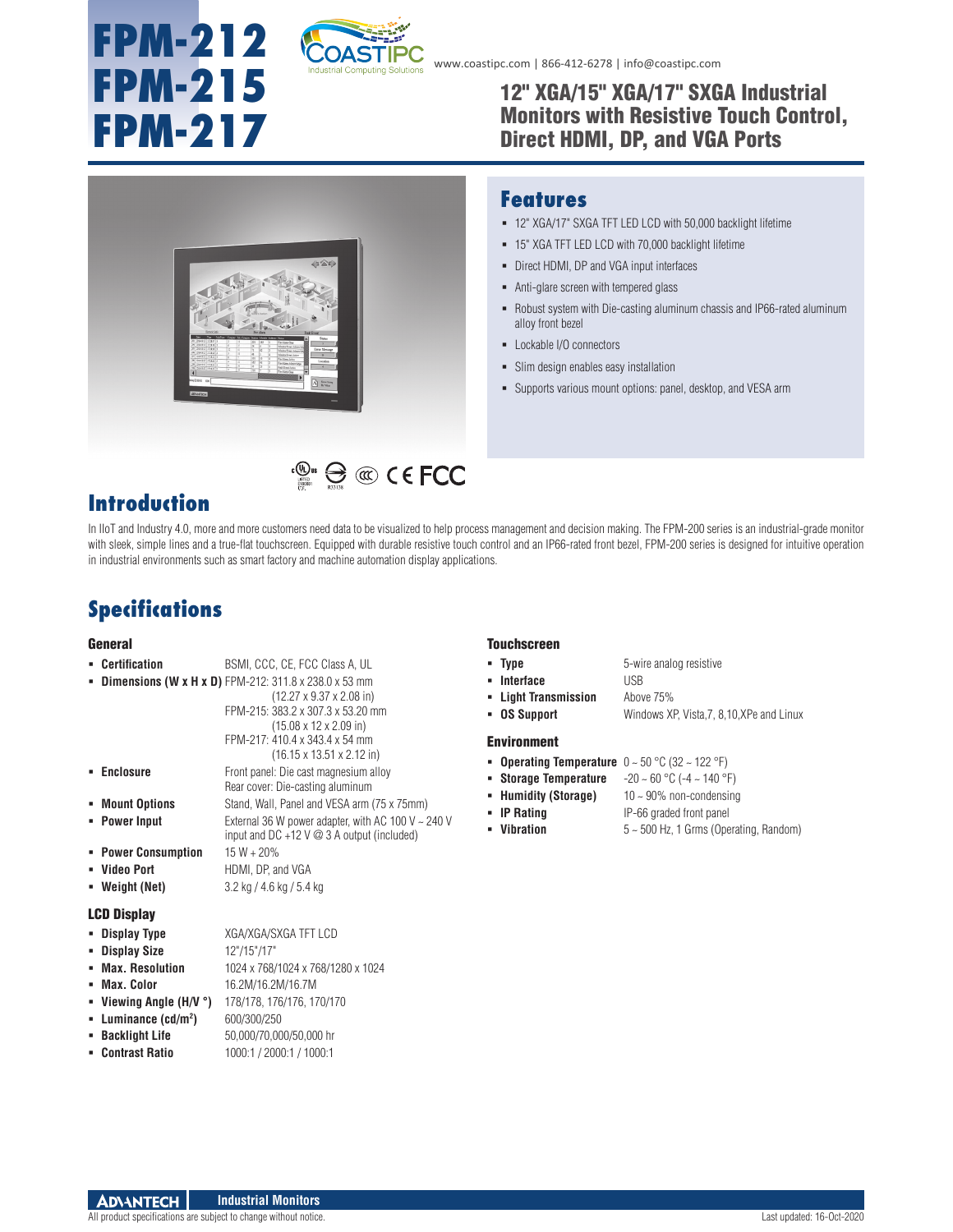# FPM-212
# FPM-215
# FPM-217

www.coastipc.com | 866-412-6278 | info@coastipc.com

## 12" XGA/15" XGA/17" SXGA Industrial Monitors with Resistive Touch Control, Direct HDMI, DP, and VGA Ports

## Features

- 12" XGA/17" SXGA TFT LED LCD with 50,000 backlight lifetime
- 15" XGA TFT LED LCD with 70,000 backlight lifetime
- Direct HDMI, DP and VGA input interfaces
- Anti-glare screen with tempered glass
- Robust system with Die-casting aluminum chassis and IP66-rated aluminum alloy front bezel
- Lockable I/O connectors
- Slim design enables easy installation
- Supports various mount options: panel, desktop, and VESA arm

## Introduction

In IIoT and Industry 4.0, more and more customers need data to be visualized to help process management and decision making. The FPM-200 series is an industrial-grade monitor with sleek, simple lines and a true-flat touchscreen. Equipped with durable resistive touch control and an IP66-rated front bezel, FPM-200 series is designed for intuitive operation in industrial environments such as smart factory and machine automation display applications.

## Specifications

### General

- **Certification**: BSMI, CCC, CE, FCC Class A, UL
- **Dimensions (W x H x D)**: FPM-212: 311.8 x 238.0 x 53 mm (12.27 x 9.37 x 2.08 in)
  FPM-215: 383.2 x 307.3 x 53.20 mm (15.08 x 12 x 2.09 in)
  FPM-217: 410.4 x 343.4 x 54 mm (16.15 x 13.51 x 2.12 in)
- **Enclosure**: Front panel: Die cast magnesium alloy
  Rear cover: Die-casting aluminum
- **Mount Options**: Stand, Wall, Panel and VESA arm (75 x 75mm)
- **Power Input**: External 36 W power adapter, with AC 100 V ~ 240 V input and DC +12 V @ 3 A output (included)
- **Power Consumption**: 15 W + 20%
- **Video Port**: HDMI, DP, and VGA
- **Weight (Net)**: 3.2 kg / 4.6 kg / 5.4 kg

### LCD Display

- **Display Type**: XGA/XGA/SXGA TFT LCD
- **Display Size**: 12"/15"/17"
- **Max. Resolution**: 1024 x 768/1024 x 768/1280 x 1024
- **Max. Color**: 16.2M/16.2M/16.7M
- **Viewing Angle (H/V °)**: 178/178, 176/176, 170/170
- **Luminance (cd/m²)**: 600/300/250
- **Backlight Life**: 50,000/70,000/50,000 hr
- **Contrast Ratio**: 1000:1 / 2000:1 / 1000:1

### Touchscreen

- **Type**: 5-wire analog resistive
- **Interface**: USB
- **Light Transmission**: Above 75%
- **OS Support**: Windows XP, Vista,7, 8,10,XPe and Linux

### Environment

- **Operating Temperature**: 0 ~ 50 °C (32 ~ 122 °F)
- **Storage Temperature**: -20 ~ 60 °C (-4 ~ 140 °F)
- **Humidity (Storage)**: 10 ~ 90% non-condensing
- **IP Rating**: IP-66 graded front panel
- **Vibration**: 5 ~ 500 Hz, 1 Grms (Operating, Random)

All product specifications are subject to change without notice.

Last updated: 16-Oct-2020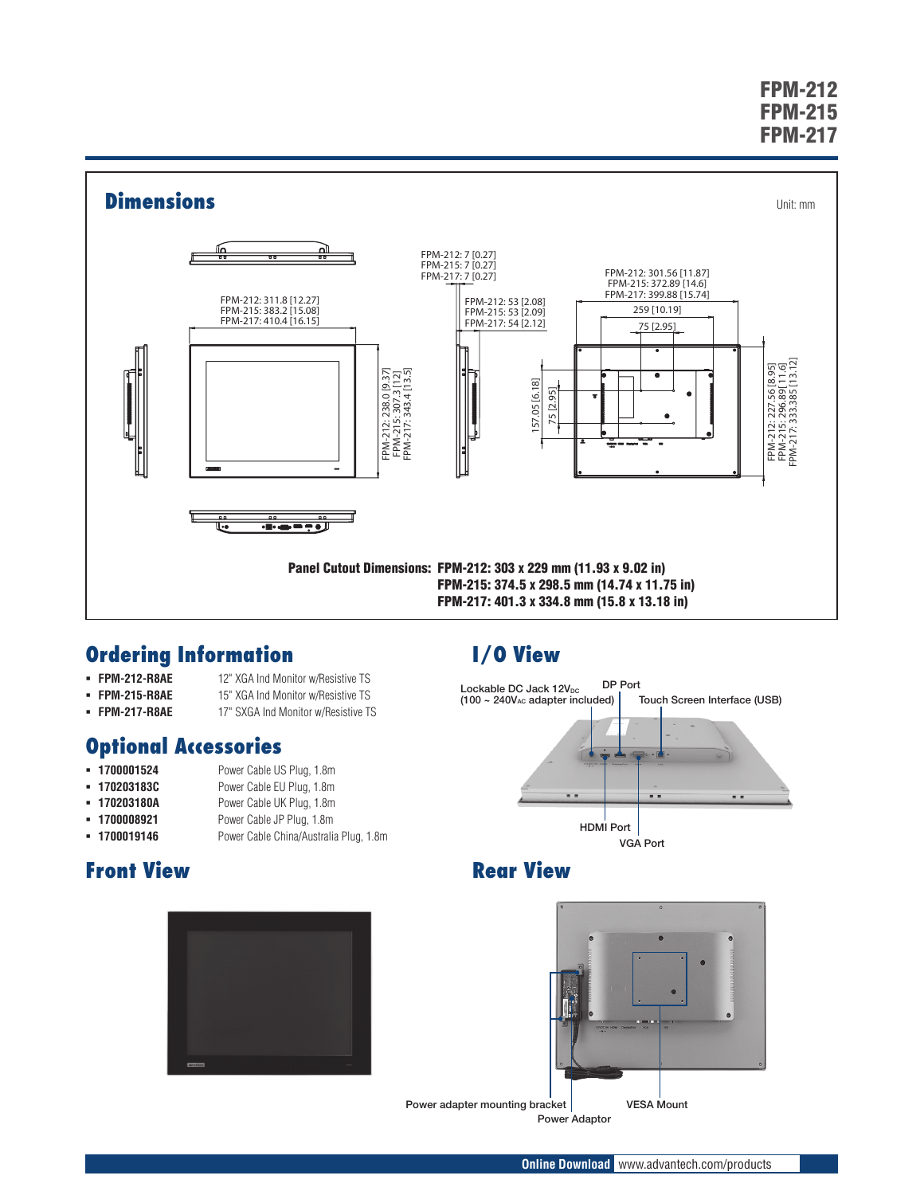# FPM-212
# FPM-215
# FPM-217

## Dimensions

Unit: mm

FPM-212: 311.8 [12.27]
FPM-215: 383.2 [15.08]
FPM-217: 410.4 [16.15]

FPM-212: 238.0 [9.37]
FPM-215: 307.3 [12]
FPM-217: 343.4 [13.5]

FPM-212: 7 [0.27]
FPM-215: 7 [0.27]
FPM-217: 7 [0.27]

FPM-212: 53 [2.08]
FPM-215: 53 [2.09]
FPM-217: 54 [2.12]

157.05 [6.18]
75 [2.95]

FPM-212: 301.56 [11.87]
FPM-215: 372.89 [14.6]
FPM-217: 399.88 [15.74]

259 [10.19]
75 [2.95]

FPM-212: 227.56 [8.95]
FPM-215: 296.89 [11.6]
FPM-217: 333.385 [13.12]

**Panel Cutout Dimensions: FPM-212: 303 x 229 mm (11.93 x 9.02 in)**
**FPM-215: 374.5 x 298.5 mm (14.74 x 11.75 in)**
**FPM-217: 401.3 x 334.8 mm (15.8 x 13.18 in)**

## Ordering Information

- **FPM-212-R8AE** 12" XGA Ind Monitor w/Resistive TS
- **FPM-215-R8AE** 15" XGA Ind Monitor w/Resistive TS
- **FPM-217-R8AE** 17" SXGA Ind Monitor w/Resistive TS

## Optional Accessories

- **1700001524** Power Cable US Plug, 1.8m
- **170203183C** Power Cable EU Plug, 1.8m
- **170203180A** Power Cable UK Plug, 1.8m
- **1700008921** Power Cable JP Plug, 1.8m
- **1700019146** Power Cable China/Australia Plug, 1.8m

## I/O View

Lockable DC Jack $12V_{DC}$ ($100 \sim 240V_{AC}$ adapter included)
DP Port
Touch Screen Interface (USB)
HDMI Port
VGA Port

## Front View

## Rear View

Power adapter mounting bracket
Power Adaptor
VESA Mount

**Online Download** www.advantech.com/products